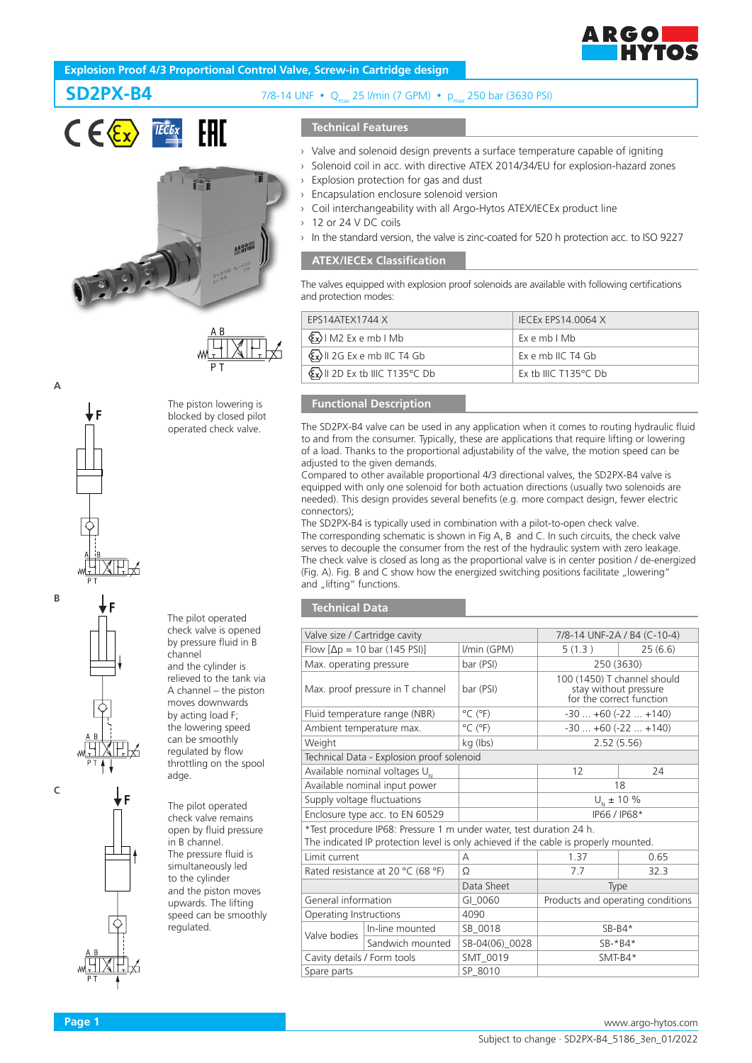# Explosion Proof 4/3 Proportional Control Valve, Screw-in Cartridge design

## SD2PX-B4

7/8-14 UNF • $Q_{max}$ 25 l/min (7 GPM) • $p_{max}$ 250 bar (3630 PSI)

**A**

The piston lowering is blocked by closed pilot operated check valve.

**B**

The pilot operated check valve is opened by pressure fluid in B channel and the cylinder is relieved to the tank via A channel – the piston moves downwards by acting load F; the lowering speed can be smoothly regulated by flow throttling on the spool adge.

**C**

The pilot operated check valve remains open by fluid pressure in B channel. The pressure fluid is simultaneously led to the cylinder and the piston moves upwards. The lifting speed can be smoothly regulated.

### Technical Features

- Valve and solenoid design prevents a surface temperature capable of igniting
- Solenoid coil in acc. with directive ATEX 2014/34/EU for explosion-hazard zones
- Explosion protection for gas and dust
- Encapsulation enclosure solenoid version
- Coil interchangeability with all Argo-Hytos ATEX/IECEx product line
- 12 or 24 V DC coils
- In the standard version, the valve is zinc-coated for 520 h protection acc. to ISO 9227

### ATEX/IECEx Classification

The valves equipped with explosion proof solenoids are available with following certifications and protection modes:

| EPS14ATEX1744 X | IECEx EPS14.0064 X |
|---|---|
| Ex I M2 Ex e mb I Mb | Ex e mb I Mb |
| Ex II 2G Ex e mb IIC T4 Gb | Ex e mb IIC T4 Gb |
| Ex II 2D Ex tb IIIC T135°C Db | Ex tb IIIC T135°C Db |

### Functional Description

The SD2PX-B4 valve can be used in any application when it comes to routing hydraulic fluid to and from the consumer. Typically, these are applications that require lifting or lowering of a load. Thanks to the proportional adjustability of the valve, the motion speed can be adjusted to the given demands.
Compared to other available proportional 4/3 directional valves, the SD2PX-B4 valve is equipped with only one solenoid for both actuation directions (usually two solenoids are needed). This design provides several benefits (e.g. more compact design, fewer electric connectors);
The SD2PX-B4 is typically used in combination with a pilot-to-open check valve.
The corresponding schematic is shown in Fig A, B and C. In such circuits, the check valve serves to decouple the consumer from the rest of the hydraulic system with zero leakage.
The check valve is closed as long as the proportional valve is in center position / de-energized (Fig. A). Fig. B and C show how the energized switching positions facilitate „lowering" and „lifting" functions.

### Technical Data

| Valve size / Cartridge cavity | | | 7/8-14 UNF-2A / B4 (C-10-4) | |
|---|---|---|---|---|
| Flow [Δp = 10 bar (145 PSI)] | | l/min (GPM) | 5 (1.3 ) | 25 (6.6) |
| Max. operating pressure | | bar (PSI) | 250 (3630) | |
| Max. proof pressure in T channel | | bar (PSI) | 100 (1450) T channel should stay without pressure for the correct function | |
| Fluid temperature range (NBR) | | °C (°F) | -30 ... +60 (-22 ... +140) | |
| Ambient temperature max. | | °C (°F) | -30 ... +60 (-22 ... +140) | |
| Weight | | kg (lbs) | 2.52 (5.56) | |
| Technical Data - Explosion proof solenoid | | | | |
| Available nominal voltages $U_N$ | | | 12 | 24 |
| Available nominal input power | | | 18 | |
| Supply voltage fluctuations | | | $U_N$ ± 10 % | |
| Enclosure type acc. to EN 60529 | | | IP66 / IP68* | |
| *Test procedure IP68: Pressure 1 m under water, test duration 24 h. The indicated IP protection level is only achieved if the cable is properly mounted. | | | | |
| Limit current | | A | 1.37 | 0.65 |
| Rated resistance at 20 °C (68 °F) | | Ω | 7.7 | 32.3 |
| | | Data Sheet | Type | |
| General information | | GI_0060 | Products and operating conditions | |
| Operating Instructions | | 4090 | | |
| Valve bodies | In-line mounted | SB_0018 | SB-B4* | |
| | Sandwich mounted | SB-04(06)_0028 | SB-*B4* | |
| Cavity details / Form tools | | SMT_0019 | SMT-B4* | |
| Spare parts | | SP_8010 | | |

www.argo-hytos.com

Subject to change · SD2PX-B4_5186_3en_01/2022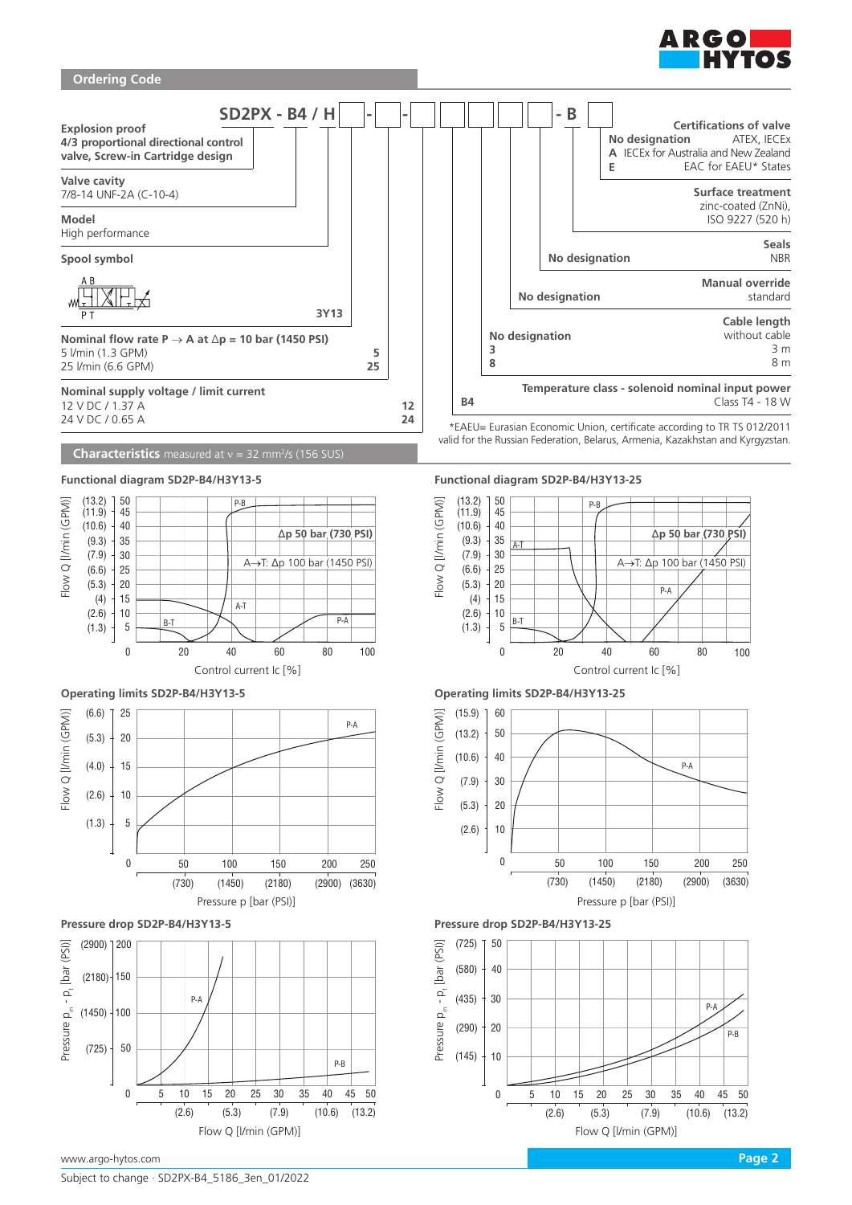## Ordering Code

**SD2PX - B4 / H [ ] - [ ] - [ ] [ ] [ ] [ ] - B [ ]**

**Explosion proof**
4/3 proportional directional control valve, Screw-in Cartridge design

**Valve cavity**
7/8-14 UNF-2A (C-10-4)

**Model**
High performance

**Spool symbol**

3Y13

**Nominal flow rate P → A at Δp = 10 bar (1450 PSI)**

| | |
|---|---|
| 5 l/min (1.3 GPM) | 5 |
| 25 l/min (6.6 GPM) | 25 |

**Nominal supply voltage / limit current**

| | |
|---|---|
| 12 V DC / 1.37 A | 12 |
| 24 V DC / 0.65 A | 24 |

**Certifications of valve**

| | |
|---|---|
| No designation | ATEX, IECEx |
| A | IECEx for Australia and New Zealand |
| E | EAC for EAEU* States |

**Surface treatment**
zinc-coated (ZnNi), ISO 9227 (520 h)

**Seals**

| | |
|---|---|
| No designation | NBR |

**Manual override**

| | |
|---|---|
| No designation | standard |

**Cable length**

| | |
|---|---|
| No designation | without cable |
| 3 | 3 m |
| 8 | 8 m |

**Temperature class - solenoid nominal input power**

| | |
|---|---|
| B4 | Class T4 - 18 W |

*EAEU= Eurasian Economic Union, certificate according to TR TS 012/2011 valid for the Russian Federation, Belarus, Armenia, Kazakhstan and Kyrgyzstan.

## Characteristics measured at ν = 32 mm²/s (156 SUS)

### Functional diagram SD2P-B4/H3Y13-5

### Functional diagram SD2P-B4/H3Y13-25

### Operating limits SD2P-B4/H3Y13-5

### Operating limits SD2P-B4/H3Y13-25

### Pressure drop SD2P-B4/H3Y13-5

### Pressure drop SD2P-B4/H3Y13-25

www.argo-hytos.com

Subject to change · SD2PX-B4_5186_3en_01/2022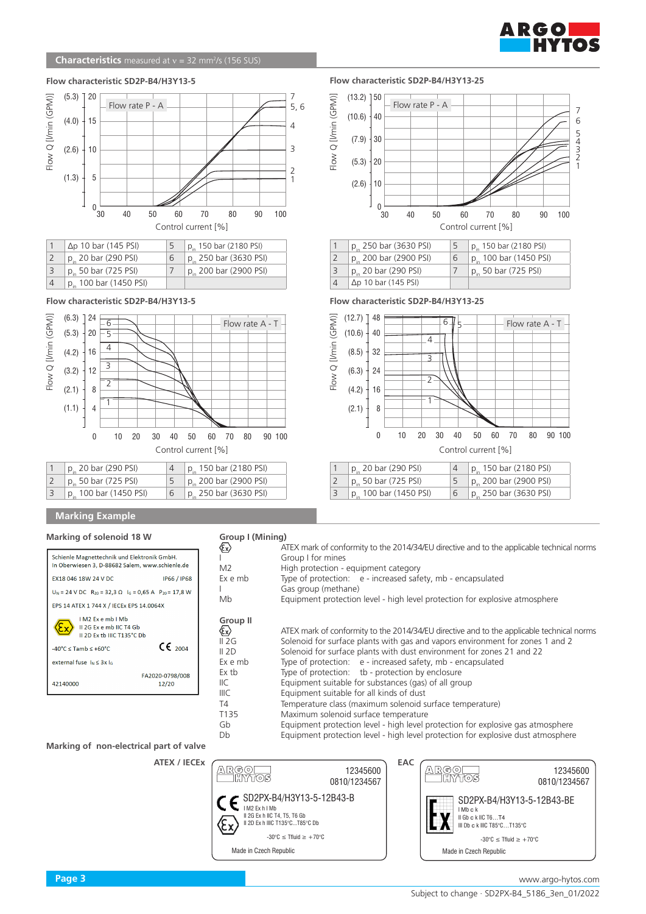## Characteristics measured at ν = 32 mm²/s (156 SUS)

### Flow characteristic SD2P-B4/H3Y13-5

Flow rate P - A

| | | | |
|---|---|---|---|
| 1 | Δp 10 bar (145 PSI) | 5 | $p_{in}$ 150 bar (2180 PSI) |
| 2 | $p_{in}$ 20 bar (290 PSI) | 6 | $p_{in}$ 250 bar (3630 PSI) |
| 3 | $p_{in}$ 50 bar (725 PSI) | 7 | $p_{in}$ 200 bar (2900 PSI) |
| 4 | $p_{in}$ 100 bar (1450 PSI) | | |

### Flow characteristic SD2P-B4/H3Y13-25

Flow rate P - A

| | | | |
|---|---|---|---|
| 1 | $p_{in}$ 250 bar (3630 PSI) | 5 | $p_{in}$ 150 bar (2180 PSI) |
| 2 | $p_{in}$ 200 bar (2900 PSI) | 6 | $p_{in}$ 100 bar (1450 PSI) |
| 3 | $p_{in}$ 20 bar (290 PSI) | 7 | $p_{in}$ 50 bar (725 PSI) |
| 4 | Δp 10 bar (145 PSI) | | |

### Flow characteristic SD2P-B4/H3Y13-5

Flow rate A - T

| | | | |
|---|---|---|---|
| 1 | $p_{in}$ 20 bar (290 PSI) | 4 | $p_{in}$ 150 bar (2180 PSI) |
| 2 | $p_{in}$ 50 bar (725 PSI) | 5 | $p_{in}$ 200 bar (2900 PSI) |
| 3 | $p_{in}$ 100 bar (1450 PSI) | 6 | $p_{in}$ 250 bar (3630 PSI) |

### Flow characteristic SD2P-B4/H3Y13-25

Flow rate A - T

| | | | |
|---|---|---|---|
| 1 | $p_{in}$ 20 bar (290 PSI) | 4 | $p_{in}$ 150 bar (2180 PSI) |
| 2 | $p_{in}$ 50 bar (725 PSI) | 5 | $p_{in}$ 200 bar (2900 PSI) |
| 3 | $p_{in}$ 100 bar (1450 PSI) | 6 | $p_{in}$ 250 bar (3630 PSI) |

## Marking Example

### Marking of solenoid 18 W

Schienle Magnettechnik und Elektronik GmbH.
In Oberwiesen 3, D-88682 Salem, www.schienle.de
EX18 046 18W 24 V DC IP66 / IP68
$U_N$ = 24 V DC $R_{20}$ = 32,3 Ω $I_G$ = 0,65 A $P_{20}$ = 17,8 W
EPS 14 ATEX 1 744 X / IECEx EPS 14.0064X
I M2 Ex e mb I Mb
II 2G Ex e mb IIC T4 Gb
II 2D Ex tb IIIC T135°C Db
-40°C ≤ Tamb ≤ +60°C CE 2004
external fuse $I_N$ ≤ 3x $I_G$
42140000 FA2020-0798/008 12/20

### Group I (Mining)

| | |
|---|---|
| Ex | ATEX mark of conformity to the 2014/34/EU directive and to the applicable technical norms |
| I | Group I for mines |
| M2 | High protection - equipment category |
| Ex e mb | Type of protection: e - increased safety, mb - encapsulated |
| I | Gas group (methane) |
| Mb | Equipment protection level - high level protection for explosive atmosphere |

### Group II

| | |
|---|---|
| Ex | ATEX mark of conformity to the 2014/34/EU directive and to the applicable technical norms |
| II 2G | Solenoid for surface plants with gas and vapors environment for zones 1 and 2 |
| II 2D | Solenoid for surface plants with dust environment for zones 21 and 22 |
| Ex e mb | Type of protection: e - increased safety, mb - encapsulated |
| Ex tb | Type of protection: tb - protection by enclosure |
| IIC | Equipment suitable for substances (gas) of all group |
| IIIC | Equipment suitable for all kinds of dust |
| T4 | Temperature class (maximum solenoid surface temperature) |
| T135 | Maximum solenoid surface temperature |
| Gb | Equipment protection level - high level protection for explosive gas atmosphere |
| Db | Equipment protection level - high level protection for explosive dust atmosphere |

### Marking of non-electrical part of valve

**ATEX / IECEx**

ARGO HYTOS 12345600
0810/1234567
CE SD2PX-B4/H3Y13-5-12B43-B
I M2 Ex h I Mb
II 2G Ex h IIC T4, T5, T6 Gb
II 2D Ex h IIIC T135°C...T85°C Db
-30°C ≤ Tfluid ≥ +70°C
Made in Czech Republic

**EAC**

ARGO HYTOS 12345600
0810/1234567
SD2PX-B4/H3Y13-5-12B43-BE
I Mb c k
II Gb c k IIC T6...T4
III Db c k IIIC T85°C...T135°C
-30°C ≤ Tfluid ≥ +70°C
Made in Czech Republic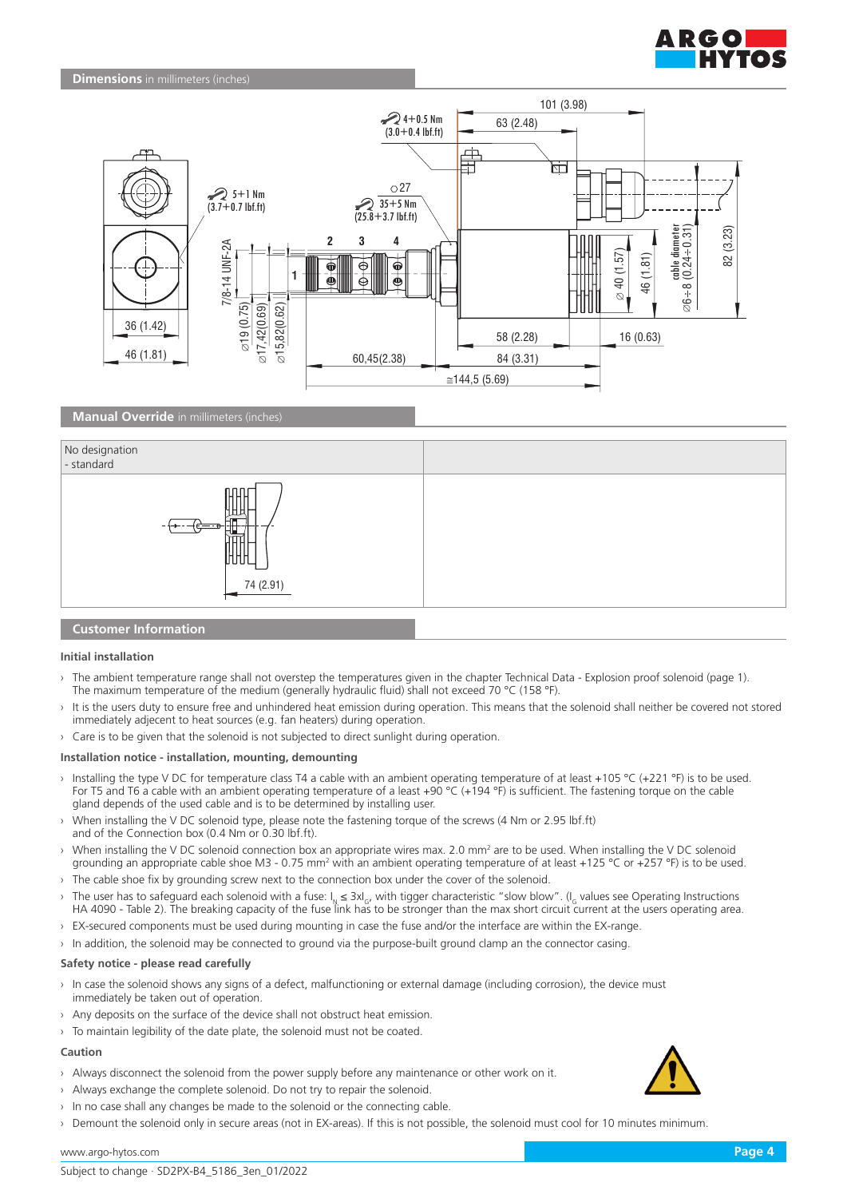## Dimensions in millimeters (inches)

4+0.5 Nm
(3.0+0.4 lbf.ft)

101 (3.98)

63 (2.48)

5+1 Nm
(3.7+0.7 lbf.ft)

○27

35+5 Nm
(25.8+3.7 lbf.ft)

2 3 4

1

7/8-14 UNF-2A

⌀19 (0.75)

⌀17,42(0.69)

⌀15,82(0.62)

⌀ 40 (1.57)

46 (1.81)

cable diameter
⌀6÷8 (0.24÷0.31)

82 (3.23)

36 (1.42)

46 (1.81)

60,45(2.38)

58 (2.28)

16 (0.63)

84 (3.31)

≅144,5 (5.69)

## Manual Override in millimeters (inches)

| No designation - standard | |
|---|---|
| 74 (2.91) | |

## Customer Information

**Initial installation**

- The ambient temperature range shall not overstep the temperatures given in the chapter Technical Data - Explosion proof solenoid (page 1). The maximum temperature of the medium (generally hydraulic fluid) shall not exceed 70 °C (158 °F).
- It is the users duty to ensure free and unhindered heat emission during operation. This means that the solenoid shall neither be covered not stored immediately adjacent to heat sources (e.g. fan heaters) during operation.
- Care is to be given that the solenoid is not subjected to direct sunlight during operation.

**Installation notice - installation, mounting, demounting**

- Installing the type V DC for temperature class T4 a cable with an ambient operating temperature of at least +105 °C (+221 °F) is to be used. For T5 and T6 a cable with an ambient operating temperature of a least +90 °C (+194 °F) is sufficient. The fastening torque on the cable gland depends of the used cable and is to be determined by installing user.
- When installing the V DC solenoid type, please note the fastening torque of the screws (4 Nm or 2.95 lbf.ft) and of the Connection box (0.4 Nm or 0.30 lbf.ft).
- When installing the V DC solenoid connection box an appropriate wires max. 2.0 mm² are to be used. When installing the V DC solenoid grounding an appropriate cable shoe M3 - 0.75 mm² with an ambient operating temperature of at least +125 °C or +257 °F) is to be used.
- The cable shoe fix by grounding screw next to the connection box under the cover of the solenoid.
- The user has to safeguard each solenoid with a fuse: $I_N \leq 3xI_G$, with tigger characteristic "slow blow". ($I_G$ values see Operating Instructions HA 4090 - Table 2). The breaking capacity of the fuse link has to be stronger than the max short circuit current at the users operating area.
- EX-secured components must be used during mounting in case the fuse and/or the interface are within the EX-range.
- In addition, the solenoid may be connected to ground via the purpose-built ground clamp an the connector casing.

**Safety notice - please read carefully**

- In case the solenoid shows any signs of a defect, malfunctioning or external damage (including corrosion), the device must immediately be taken out of operation.
- Any deposits on the surface of the device shall not obstruct heat emission.
- To maintain legibility of the date plate, the solenoid must not be coated.

**Caution**

- Always disconnect the solenoid from the power supply before any maintenance or other work on it.
- Always exchange the complete solenoid. Do not try to repair the solenoid.
- In no case shall any changes be made to the solenoid or the connecting cable.
- Demount the solenoid only in secure areas (not in EX-areas). If this is not possible, the solenoid must cool for 10 minutes minimum.

www.argo-hytos.com

Subject to change · SD2PX-B4_5186_3en_01/2022